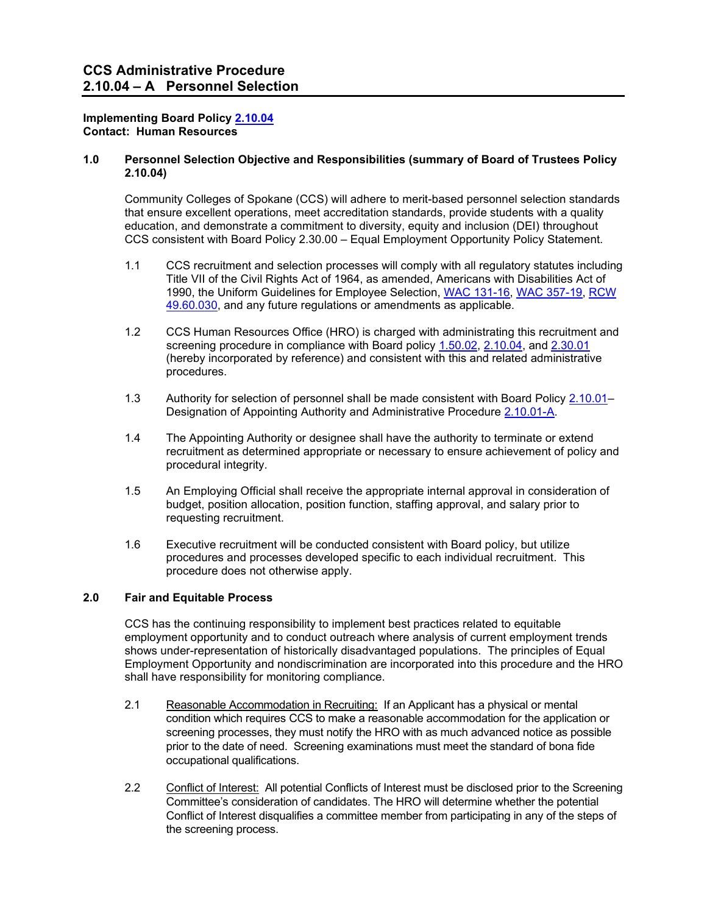# CCS Administrative Procedure
# 2.10.04 – A Personnel Selection

**Implementing Board Policy 2.10.04**
**Contact: Human Resources**

## 1.0 Personnel Selection Objective and Responsibilities (summary of Board of Trustees Policy 2.10.04)

Community Colleges of Spokane (CCS) will adhere to merit-based personnel selection standards that ensure excellent operations, meet accreditation standards, provide students with a quality education, and demonstrate a commitment to diversity, equity and inclusion (DEI) throughout CCS consistent with Board Policy 2.30.00 – Equal Employment Opportunity Policy Statement.

1.1 CCS recruitment and selection processes will comply with all regulatory statutes including Title VII of the Civil Rights Act of 1964, as amended, Americans with Disabilities Act of 1990, the Uniform Guidelines for Employee Selection, WAC 131-16, WAC 357-19, RCW 49.60.030, and any future regulations or amendments as applicable.

1.2 CCS Human Resources Office (HRO) is charged with administrating this recruitment and screening procedure in compliance with Board policy 1.50.02, 2.10.04, and 2.30.01 (hereby incorporated by reference) and consistent with this and related administrative procedures.

1.3 Authority for selection of personnel shall be made consistent with Board Policy 2.10.01– Designation of Appointing Authority and Administrative Procedure 2.10.01-A.

1.4 The Appointing Authority or designee shall have the authority to terminate or extend recruitment as determined appropriate or necessary to ensure achievement of policy and procedural integrity.

1.5 An Employing Official shall receive the appropriate internal approval in consideration of budget, position allocation, position function, staffing approval, and salary prior to requesting recruitment.

1.6 Executive recruitment will be conducted consistent with Board policy, but utilize procedures and processes developed specific to each individual recruitment. This procedure does not otherwise apply.

## 2.0 Fair and Equitable Process

CCS has the continuing responsibility to implement best practices related to equitable employment opportunity and to conduct outreach where analysis of current employment trends shows under-representation of historically disadvantaged populations. The principles of Equal Employment Opportunity and nondiscrimination are incorporated into this procedure and the HRO shall have responsibility for monitoring compliance.

2.1 Reasonable Accommodation in Recruiting: If an Applicant has a physical or mental condition which requires CCS to make a reasonable accommodation for the application or screening processes, they must notify the HRO with as much advanced notice as possible prior to the date of need. Screening examinations must meet the standard of bona fide occupational qualifications.

2.2 Conflict of Interest: All potential Conflicts of Interest must be disclosed prior to the Screening Committee's consideration of candidates. The HRO will determine whether the potential Conflict of Interest disqualifies a committee member from participating in any of the steps of the screening process.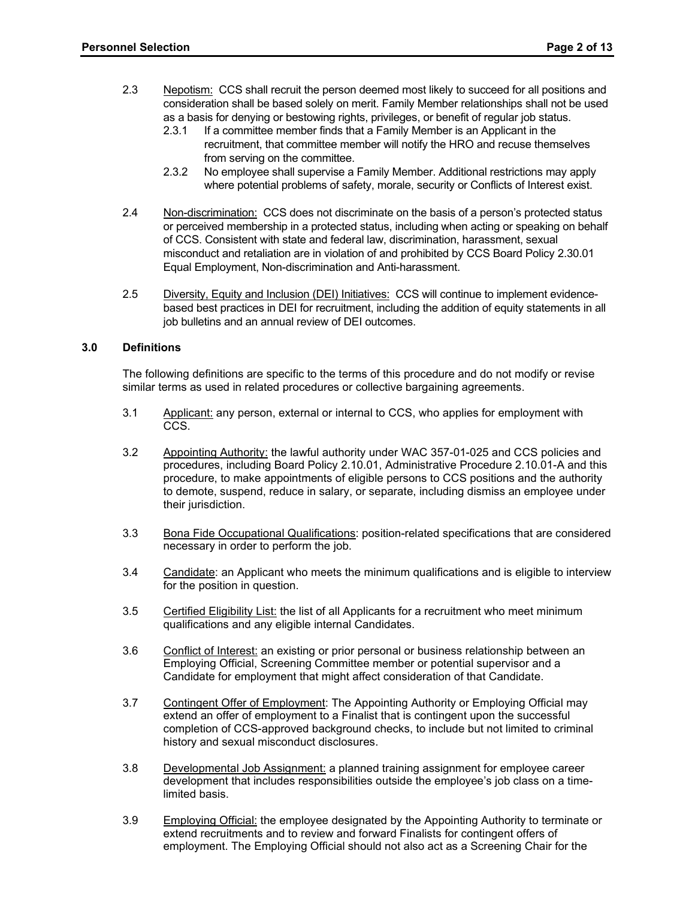2.3 Nepotism: CCS shall recruit the person deemed most likely to succeed for all positions and consideration shall be based solely on merit. Family Member relationships shall not be used as a basis for denying or bestowing rights, privileges, or benefit of regular job status.

2.3.1 If a committee member finds that a Family Member is an Applicant in the recruitment, that committee member will notify the HRO and recuse themselves from serving on the committee.

2.3.2 No employee shall supervise a Family Member. Additional restrictions may apply where potential problems of safety, morale, security or Conflicts of Interest exist.

2.4 Non-discrimination: CCS does not discriminate on the basis of a person's protected status or perceived membership in a protected status, including when acting or speaking on behalf of CCS. Consistent with state and federal law, discrimination, harassment, sexual misconduct and retaliation are in violation of and prohibited by CCS Board Policy 2.30.01 Equal Employment, Non-discrimination and Anti-harassment.

2.5 Diversity, Equity and Inclusion (DEI) Initiatives: CCS will continue to implement evidence-based best practices in DEI for recruitment, including the addition of equity statements in all job bulletins and an annual review of DEI outcomes.

## 3.0 Definitions

The following definitions are specific to the terms of this procedure and do not modify or revise similar terms as used in related procedures or collective bargaining agreements.

3.1 Applicant: any person, external or internal to CCS, who applies for employment with CCS.

3.2 Appointing Authority: the lawful authority under WAC 357-01-025 and CCS policies and procedures, including Board Policy 2.10.01, Administrative Procedure 2.10.01-A and this procedure, to make appointments of eligible persons to CCS positions and the authority to demote, suspend, reduce in salary, or separate, including dismiss an employee under their jurisdiction.

3.3 Bona Fide Occupational Qualifications: position-related specifications that are considered necessary in order to perform the job.

3.4 Candidate: an Applicant who meets the minimum qualifications and is eligible to interview for the position in question.

3.5 Certified Eligibility List: the list of all Applicants for a recruitment who meet minimum qualifications and any eligible internal Candidates.

3.6 Conflict of Interest: an existing or prior personal or business relationship between an Employing Official, Screening Committee member or potential supervisor and a Candidate for employment that might affect consideration of that Candidate.

3.7 Contingent Offer of Employment: The Appointing Authority or Employing Official may extend an offer of employment to a Finalist that is contingent upon the successful completion of CCS-approved background checks, to include but not limited to criminal history and sexual misconduct disclosures.

3.8 Developmental Job Assignment: a planned training assignment for employee career development that includes responsibilities outside the employee's job class on a time-limited basis.

3.9 Employing Official: the employee designated by the Appointing Authority to terminate or extend recruitments and to review and forward Finalists for contingent offers of employment. The Employing Official should not also act as a Screening Chair for the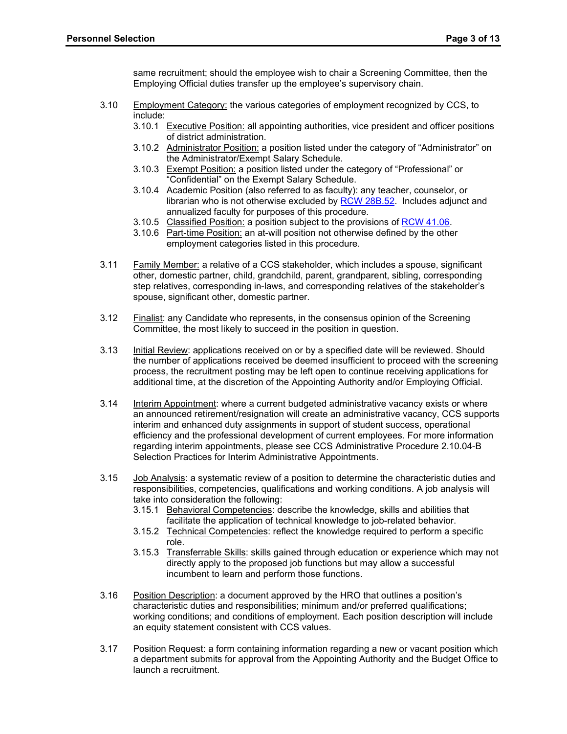same recruitment; should the employee wish to chair a Screening Committee, then the Employing Official duties transfer up the employee's supervisory chain.

3.10 Employment Category: the various categories of employment recognized by CCS, to include:

- 3.10.1 Executive Position: all appointing authorities, vice president and officer positions of district administration.
- 3.10.2 Administrator Position: a position listed under the category of "Administrator" on the Administrator/Exempt Salary Schedule.
- 3.10.3 Exempt Position: a position listed under the category of "Professional" or "Confidential" on the Exempt Salary Schedule.
- 3.10.4 Academic Position (also referred to as faculty): any teacher, counselor, or librarian who is not otherwise excluded by [RCW 28B.52](). Includes adjunct and annualized faculty for purposes of this procedure.
- 3.10.5 Classified Position: a position subject to the provisions of [RCW 41.06]().
- 3.10.6 Part-time Position: an at-will position not otherwise defined by the other employment categories listed in this procedure.

3.11 Family Member: a relative of a CCS stakeholder, which includes a spouse, significant other, domestic partner, child, grandchild, parent, grandparent, sibling, corresponding step relatives, corresponding in-laws, and corresponding relatives of the stakeholder's spouse, significant other, domestic partner.

3.12 Finalist: any Candidate who represents, in the consensus opinion of the Screening Committee, the most likely to succeed in the position in question.

3.13 Initial Review: applications received on or by a specified date will be reviewed. Should the number of applications received be deemed insufficient to proceed with the screening process, the recruitment posting may be left open to continue receiving applications for additional time, at the discretion of the Appointing Authority and/or Employing Official.

3.14 Interim Appointment: where a current budgeted administrative vacancy exists or where an announced retirement/resignation will create an administrative vacancy, CCS supports interim and enhanced duty assignments in support of student success, operational efficiency and the professional development of current employees. For more information regarding interim appointments, please see CCS Administrative Procedure 2.10.04-B Selection Practices for Interim Administrative Appointments.

3.15 Job Analysis: a systematic review of a position to determine the characteristic duties and responsibilities, competencies, qualifications and working conditions. A job analysis will take into consideration the following:

- 3.15.1 Behavioral Competencies: describe the knowledge, skills and abilities that facilitate the application of technical knowledge to job-related behavior.
- 3.15.2 Technical Competencies: reflect the knowledge required to perform a specific role.
- 3.15.3 Transferrable Skills: skills gained through education or experience which may not directly apply to the proposed job functions but may allow a successful incumbent to learn and perform those functions.

3.16 Position Description: a document approved by the HRO that outlines a position's characteristic duties and responsibilities; minimum and/or preferred qualifications; working conditions; and conditions of employment. Each position description will include an equity statement consistent with CCS values.

3.17 Position Request: a form containing information regarding a new or vacant position which a department submits for approval from the Appointing Authority and the Budget Office to launch a recruitment.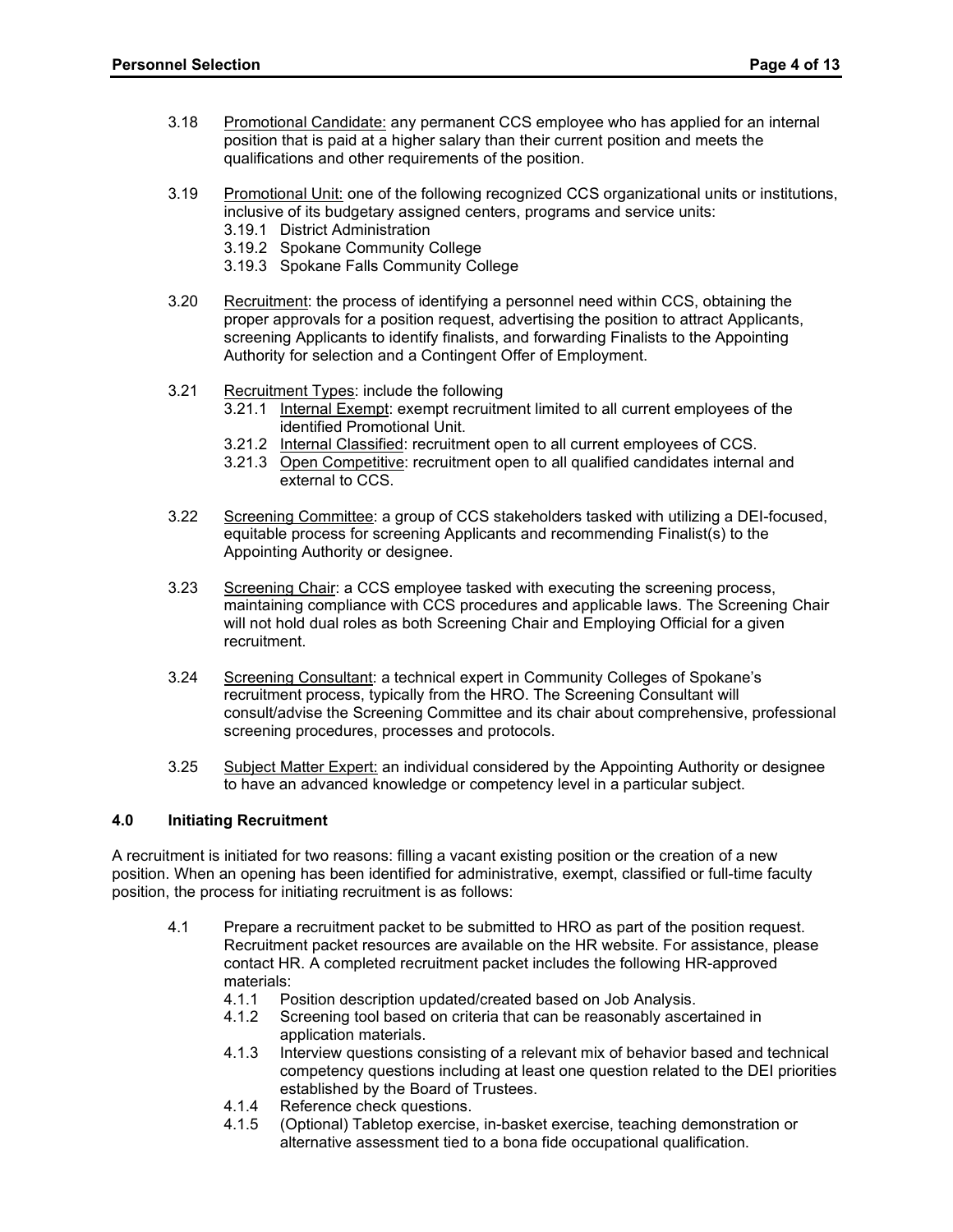3.18 Promotional Candidate: any permanent CCS employee who has applied for an internal position that is paid at a higher salary than their current position and meets the qualifications and other requirements of the position.

3.19 Promotional Unit: one of the following recognized CCS organizational units or institutions, inclusive of its budgetary assigned centers, programs and service units:
- 3.19.1 District Administration
- 3.19.2 Spokane Community College
- 3.19.3 Spokane Falls Community College

3.20 Recruitment: the process of identifying a personnel need within CCS, obtaining the proper approvals for a position request, advertising the position to attract Applicants, screening Applicants to identify finalists, and forwarding Finalists to the Appointing Authority for selection and a Contingent Offer of Employment.

3.21 Recruitment Types: include the following
- 3.21.1 Internal Exempt: exempt recruitment limited to all current employees of the identified Promotional Unit.
- 3.21.2 Internal Classified: recruitment open to all current employees of CCS.
- 3.21.3 Open Competitive: recruitment open to all qualified candidates internal and external to CCS.

3.22 Screening Committee: a group of CCS stakeholders tasked with utilizing a DEI-focused, equitable process for screening Applicants and recommending Finalist(s) to the Appointing Authority or designee.

3.23 Screening Chair: a CCS employee tasked with executing the screening process, maintaining compliance with CCS procedures and applicable laws. The Screening Chair will not hold dual roles as both Screening Chair and Employing Official for a given recruitment.

3.24 Screening Consultant: a technical expert in Community Colleges of Spokane's recruitment process, typically from the HRO. The Screening Consultant will consult/advise the Screening Committee and its chair about comprehensive, professional screening procedures, processes and protocols.

3.25 Subject Matter Expert: an individual considered by the Appointing Authority or designee to have an advanced knowledge or competency level in a particular subject.

## 4.0 Initiating Recruitment

A recruitment is initiated for two reasons: filling a vacant existing position or the creation of a new position. When an opening has been identified for administrative, exempt, classified or full-time faculty position, the process for initiating recruitment is as follows:

4.1 Prepare a recruitment packet to be submitted to HRO as part of the position request. Recruitment packet resources are available on the HR website. For assistance, please contact HR. A completed recruitment packet includes the following HR-approved materials:
- 4.1.1 Position description updated/created based on Job Analysis.
- 4.1.2 Screening tool based on criteria that can be reasonably ascertained in application materials.
- 4.1.3 Interview questions consisting of a relevant mix of behavior based and technical competency questions including at least one question related to the DEI priorities established by the Board of Trustees.
- 4.1.4 Reference check questions.
- 4.1.5 (Optional) Tabletop exercise, in-basket exercise, teaching demonstration or alternative assessment tied to a bona fide occupational qualification.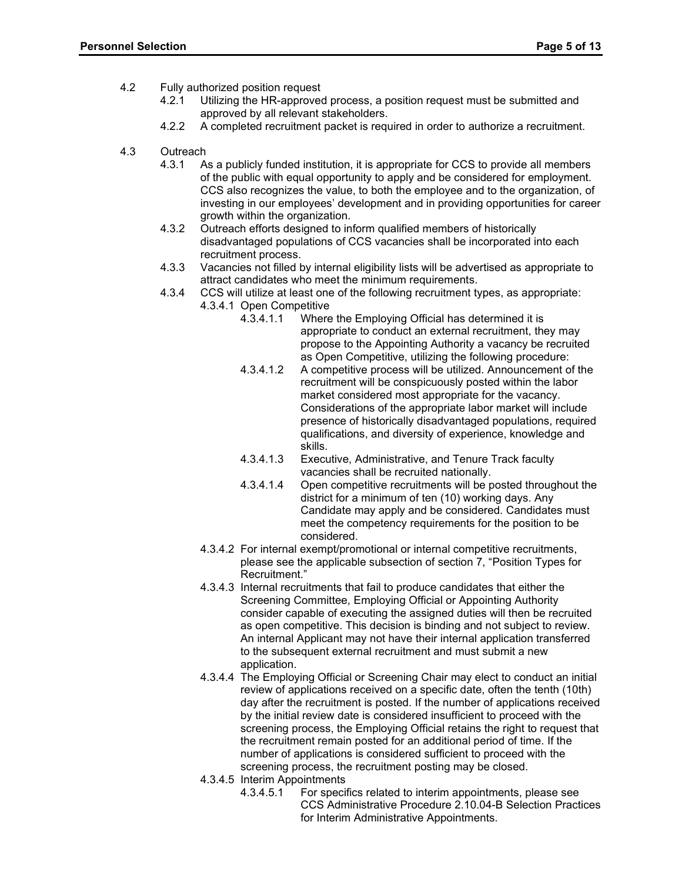4.2 Fully authorized position request

- 4.2.1 Utilizing the HR-approved process, a position request must be submitted and approved by all relevant stakeholders.
- 4.2.2 A completed recruitment packet is required in order to authorize a recruitment.

4.3 Outreach

- 4.3.1 As a publicly funded institution, it is appropriate for CCS to provide all members of the public with equal opportunity to apply and be considered for employment. CCS also recognizes the value, to both the employee and to the organization, of investing in our employees' development and in providing opportunities for career growth within the organization.
- 4.3.2 Outreach efforts designed to inform qualified members of historically disadvantaged populations of CCS vacancies shall be incorporated into each recruitment process.
- 4.3.3 Vacancies not filled by internal eligibility lists will be advertised as appropriate to attract candidates who meet the minimum requirements.
- 4.3.4 CCS will utilize at least one of the following recruitment types, as appropriate:
  - 4.3.4.1 Open Competitive
    - 4.3.4.1.1 Where the Employing Official has determined it is appropriate to conduct an external recruitment, they may propose to the Appointing Authority a vacancy be recruited as Open Competitive, utilizing the following procedure:
    - 4.3.4.1.2 A competitive process will be utilized. Announcement of the recruitment will be conspicuously posted within the labor market considered most appropriate for the vacancy. Considerations of the appropriate labor market will include presence of historically disadvantaged populations, required qualifications, and diversity of experience, knowledge and skills.
    - 4.3.4.1.3 Executive, Administrative, and Tenure Track faculty vacancies shall be recruited nationally.
    - 4.3.4.1.4 Open competitive recruitments will be posted throughout the district for a minimum of ten (10) working days. Any Candidate may apply and be considered. Candidates must meet the competency requirements for the position to be considered.
  - 4.3.4.2 For internal exempt/promotional or internal competitive recruitments, please see the applicable subsection of section 7, "Position Types for Recruitment."
  - 4.3.4.3 Internal recruitments that fail to produce candidates that either the Screening Committee, Employing Official or Appointing Authority consider capable of executing the assigned duties will then be recruited as open competitive. This decision is binding and not subject to review. An internal Applicant may not have their internal application transferred to the subsequent external recruitment and must submit a new application.
  - 4.3.4.4 The Employing Official or Screening Chair may elect to conduct an initial review of applications received on a specific date, often the tenth (10th) day after the recruitment is posted. If the number of applications received by the initial review date is considered insufficient to proceed with the screening process, the Employing Official retains the right to request that the recruitment remain posted for an additional period of time. If the number of applications is considered sufficient to proceed with the screening process, the recruitment posting may be closed.
  - 4.3.4.5 Interim Appointments
    - 4.3.4.5.1 For specifics related to interim appointments, please see CCS Administrative Procedure 2.10.04-B Selection Practices for Interim Administrative Appointments.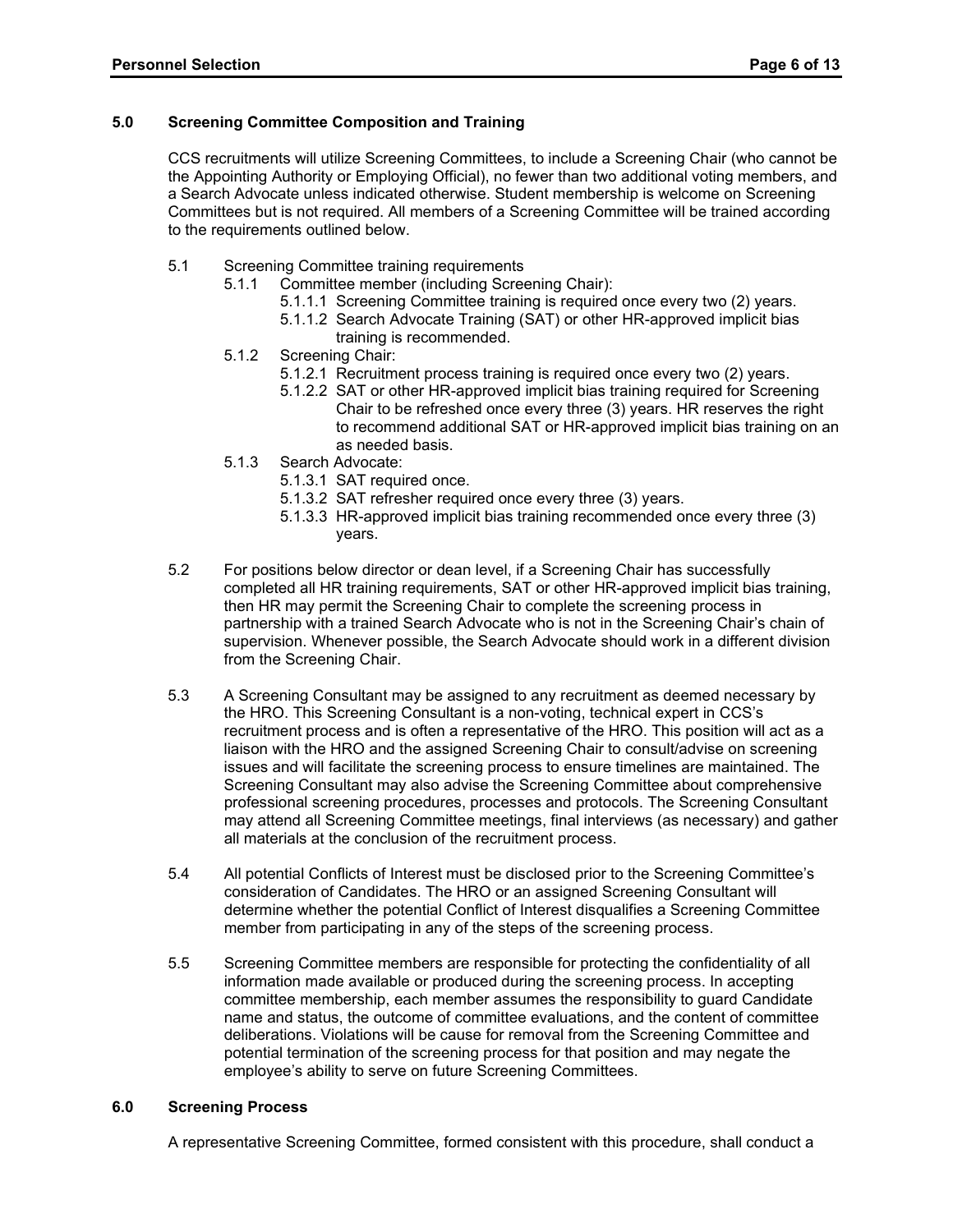## 5.0 Screening Committee Composition and Training

CCS recruitments will utilize Screening Committees, to include a Screening Chair (who cannot be the Appointing Authority or Employing Official), no fewer than two additional voting members, and a Search Advocate unless indicated otherwise. Student membership is welcome on Screening Committees but is not required. All members of a Screening Committee will be trained according to the requirements outlined below.

- 5.1 Screening Committee training requirements
  - 5.1.1 Committee member (including Screening Chair):
    - 5.1.1.1 Screening Committee training is required once every two (2) years.
    - 5.1.1.2 Search Advocate Training (SAT) or other HR-approved implicit bias training is recommended.
  - 5.1.2 Screening Chair:
    - 5.1.2.1 Recruitment process training is required once every two (2) years.
    - 5.1.2.2 SAT or other HR-approved implicit bias training required for Screening Chair to be refreshed once every three (3) years. HR reserves the right to recommend additional SAT or HR-approved implicit bias training on an as needed basis.
  - 5.1.3 Search Advocate:
    - 5.1.3.1 SAT required once.
    - 5.1.3.2 SAT refresher required once every three (3) years.
    - 5.1.3.3 HR-approved implicit bias training recommended once every three (3) years.

5.2 For positions below director or dean level, if a Screening Chair has successfully completed all HR training requirements, SAT or other HR-approved implicit bias training, then HR may permit the Screening Chair to complete the screening process in partnership with a trained Search Advocate who is not in the Screening Chair's chain of supervision. Whenever possible, the Search Advocate should work in a different division from the Screening Chair.

5.3 A Screening Consultant may be assigned to any recruitment as deemed necessary by the HRO. This Screening Consultant is a non-voting, technical expert in CCS's recruitment process and is often a representative of the HRO. This position will act as a liaison with the HRO and the assigned Screening Chair to consult/advise on screening issues and will facilitate the screening process to ensure timelines are maintained. The Screening Consultant may also advise the Screening Committee about comprehensive professional screening procedures, processes and protocols. The Screening Consultant may attend all Screening Committee meetings, final interviews (as necessary) and gather all materials at the conclusion of the recruitment process.

5.4 All potential Conflicts of Interest must be disclosed prior to the Screening Committee's consideration of Candidates. The HRO or an assigned Screening Consultant will determine whether the potential Conflict of Interest disqualifies a Screening Committee member from participating in any of the steps of the screening process.

5.5 Screening Committee members are responsible for protecting the confidentiality of all information made available or produced during the screening process. In accepting committee membership, each member assumes the responsibility to guard Candidate name and status, the outcome of committee evaluations, and the content of committee deliberations. Violations will be cause for removal from the Screening Committee and potential termination of the screening process for that position and may negate the employee's ability to serve on future Screening Committees.

## 6.0 Screening Process

A representative Screening Committee, formed consistent with this procedure, shall conduct a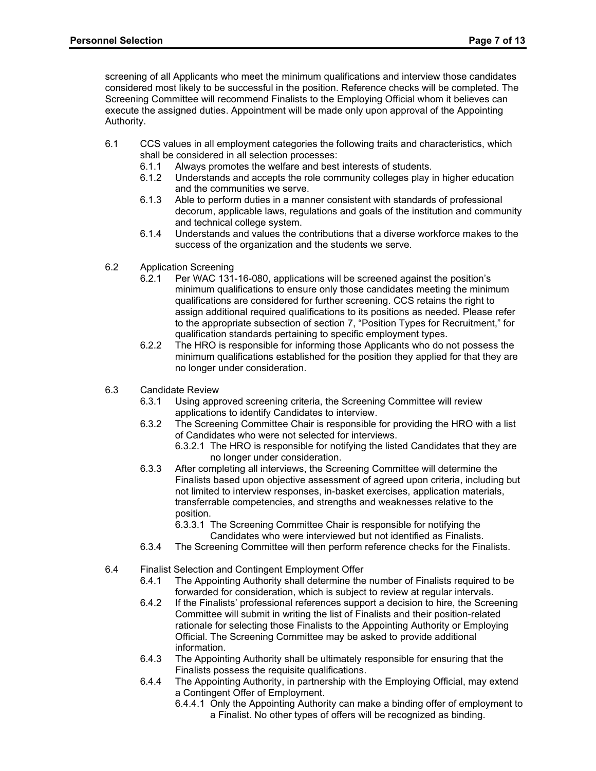screening of all Applicants who meet the minimum qualifications and interview those candidates considered most likely to be successful in the position. Reference checks will be completed. The Screening Committee will recommend Finalists to the Employing Official whom it believes can execute the assigned duties. Appointment will be made only upon approval of the Appointing Authority.

- 6.1 CCS values in all employment categories the following traits and characteristics, which shall be considered in all selection processes:
  - 6.1.1 Always promotes the welfare and best interests of students.
  - 6.1.2 Understands and accepts the role community colleges play in higher education and the communities we serve.
  - 6.1.3 Able to perform duties in a manner consistent with standards of professional decorum, applicable laws, regulations and goals of the institution and community and technical college system.
  - 6.1.4 Understands and values the contributions that a diverse workforce makes to the success of the organization and the students we serve.

- 6.2 Application Screening
  - 6.2.1 Per WAC 131-16-080, applications will be screened against the position's minimum qualifications to ensure only those candidates meeting the minimum qualifications are considered for further screening. CCS retains the right to assign additional required qualifications to its positions as needed. Please refer to the appropriate subsection of section 7, "Position Types for Recruitment," for qualification standards pertaining to specific employment types.
  - 6.2.2 The HRO is responsible for informing those Applicants who do not possess the minimum qualifications established for the position they applied for that they are no longer under consideration.

- 6.3 Candidate Review
  - 6.3.1 Using approved screening criteria, the Screening Committee will review applications to identify Candidates to interview.
  - 6.3.2 The Screening Committee Chair is responsible for providing the HRO with a list of Candidates who were not selected for interviews.
    - 6.3.2.1 The HRO is responsible for notifying the listed Candidates that they are no longer under consideration.
  - 6.3.3 After completing all interviews, the Screening Committee will determine the Finalists based upon objective assessment of agreed upon criteria, including but not limited to interview responses, in-basket exercises, application materials, transferrable competencies, and strengths and weaknesses relative to the position.
    - 6.3.3.1 The Screening Committee Chair is responsible for notifying the Candidates who were interviewed but not identified as Finalists.
  - 6.3.4 The Screening Committee will then perform reference checks for the Finalists.

- 6.4 Finalist Selection and Contingent Employment Offer
  - 6.4.1 The Appointing Authority shall determine the number of Finalists required to be forwarded for consideration, which is subject to review at regular intervals.
  - 6.4.2 If the Finalists' professional references support a decision to hire, the Screening Committee will submit in writing the list of Finalists and their position-related rationale for selecting those Finalists to the Appointing Authority or Employing Official. The Screening Committee may be asked to provide additional information.
  - 6.4.3 The Appointing Authority shall be ultimately responsible for ensuring that the Finalists possess the requisite qualifications.
  - 6.4.4 The Appointing Authority, in partnership with the Employing Official, may extend a Contingent Offer of Employment.
    - 6.4.4.1 Only the Appointing Authority can make a binding offer of employment to a Finalist. No other types of offers will be recognized as binding.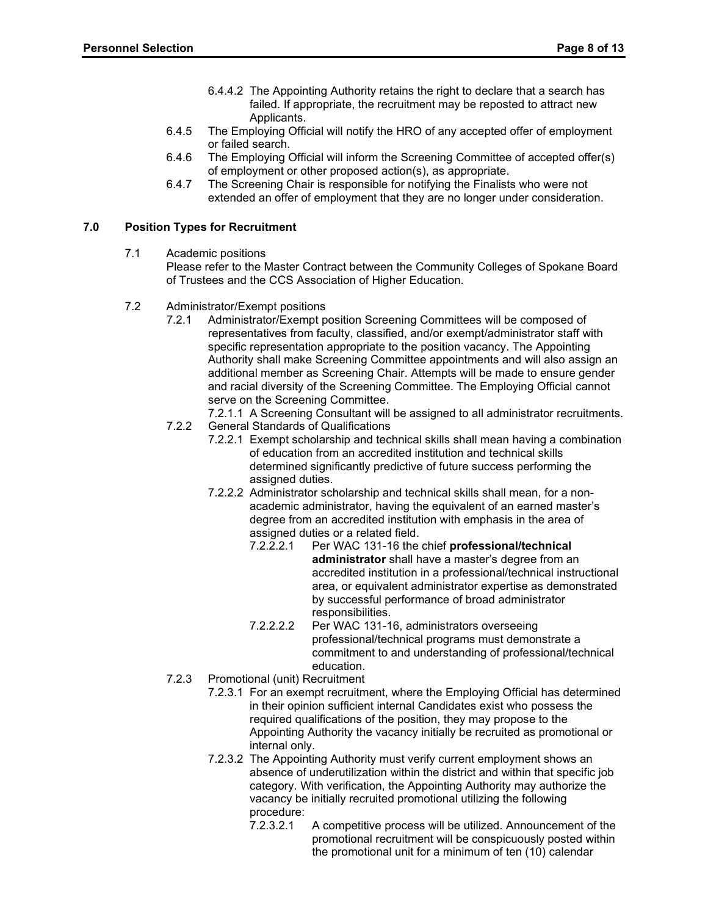6.4.4.2 The Appointing Authority retains the right to declare that a search has failed. If appropriate, the recruitment may be reposted to attract new Applicants.

6.4.5 The Employing Official will notify the HRO of any accepted offer of employment or failed search.

6.4.6 The Employing Official will inform the Screening Committee of accepted offer(s) of employment or other proposed action(s), as appropriate.

6.4.7 The Screening Chair is responsible for notifying the Finalists who were not extended an offer of employment that they are no longer under consideration.

## 7.0 Position Types for Recruitment

7.1 Academic positions

Please refer to the Master Contract between the Community Colleges of Spokane Board of Trustees and the CCS Association of Higher Education.

7.2 Administrator/Exempt positions

7.2.1 Administrator/Exempt position Screening Committees will be composed of representatives from faculty, classified, and/or exempt/administrator staff with specific representation appropriate to the position vacancy. The Appointing Authority shall make Screening Committee appointments and will also assign an additional member as Screening Chair. Attempts will be made to ensure gender and racial diversity of the Screening Committee. The Employing Official cannot serve on the Screening Committee.

7.2.1.1 A Screening Consultant will be assigned to all administrator recruitments.

7.2.2 General Standards of Qualifications

7.2.2.1 Exempt scholarship and technical skills shall mean having a combination of education from an accredited institution and technical skills determined significantly predictive of future success performing the assigned duties.

7.2.2.2 Administrator scholarship and technical skills shall mean, for a non-academic administrator, having the equivalent of an earned master's degree from an accredited institution with emphasis in the area of assigned duties or a related field.

7.2.2.2.1 Per WAC 131-16 the chief **professional/technical administrator** shall have a master's degree from an accredited institution in a professional/technical instructional area, or equivalent administrator expertise as demonstrated by successful performance of broad administrator responsibilities.

7.2.2.2.2 Per WAC 131-16, administrators overseeing professional/technical programs must demonstrate a commitment to and understanding of professional/technical education.

7.2.3 Promotional (unit) Recruitment

7.2.3.1 For an exempt recruitment, where the Employing Official has determined in their opinion sufficient internal Candidates exist who possess the required qualifications of the position, they may propose to the Appointing Authority the vacancy initially be recruited as promotional or internal only.

7.2.3.2 The Appointing Authority must verify current employment shows an absence of underutilization within the district and within that specific job category. With verification, the Appointing Authority may authorize the vacancy be initially recruited promotional utilizing the following procedure:

7.2.3.2.1 A competitive process will be utilized. Announcement of the promotional recruitment will be conspicuously posted within the promotional unit for a minimum of ten (10) calendar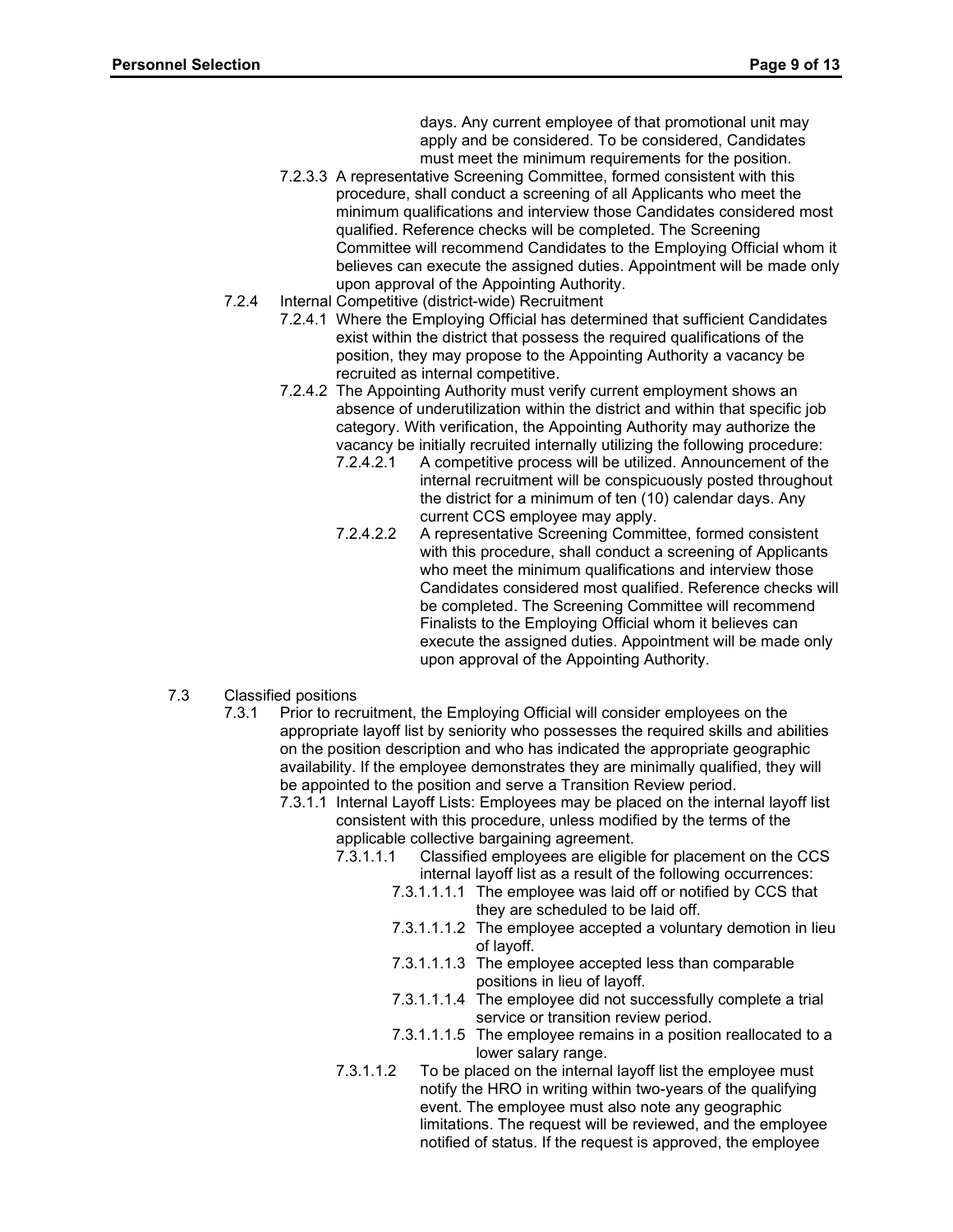days. Any current employee of that promotional unit may apply and be considered. To be considered, Candidates must meet the minimum requirements for the position.

7.2.3.3 A representative Screening Committee, formed consistent with this procedure, shall conduct a screening of all Applicants who meet the minimum qualifications and interview those Candidates considered most qualified. Reference checks will be completed. The Screening Committee will recommend Candidates to the Employing Official whom it believes can execute the assigned duties. Appointment will be made only upon approval of the Appointing Authority.

7.2.4 Internal Competitive (district-wide) Recruitment

7.2.4.1 Where the Employing Official has determined that sufficient Candidates exist within the district that possess the required qualifications of the position, they may propose to the Appointing Authority a vacancy be recruited as internal competitive.

7.2.4.2 The Appointing Authority must verify current employment shows an absence of underutilization within the district and within that specific job category. With verification, the Appointing Authority may authorize the vacancy be initially recruited internally utilizing the following procedure:

7.2.4.2.1 A competitive process will be utilized. Announcement of the internal recruitment will be conspicuously posted throughout the district for a minimum of ten (10) calendar days. Any current CCS employee may apply.

7.2.4.2.2 A representative Screening Committee, formed consistent with this procedure, shall conduct a screening of Applicants who meet the minimum qualifications and interview those Candidates considered most qualified. Reference checks will be completed. The Screening Committee will recommend Finalists to the Employing Official whom it believes can execute the assigned duties. Appointment will be made only upon approval of the Appointing Authority.

7.3 Classified positions

7.3.1 Prior to recruitment, the Employing Official will consider employees on the appropriate layoff list by seniority who possesses the required skills and abilities on the position description and who has indicated the appropriate geographic availability. If the employee demonstrates they are minimally qualified, they will be appointed to the position and serve a Transition Review period.

7.3.1.1 Internal Layoff Lists: Employees may be placed on the internal layoff list consistent with this procedure, unless modified by the terms of the applicable collective bargaining agreement.

7.3.1.1.1 Classified employees are eligible for placement on the CCS internal layoff list as a result of the following occurrences:

7.3.1.1.1.1 The employee was laid off or notified by CCS that they are scheduled to be laid off.

7.3.1.1.1.2 The employee accepted a voluntary demotion in lieu of layoff.

7.3.1.1.1.3 The employee accepted less than comparable positions in lieu of layoff.

7.3.1.1.1.4 The employee did not successfully complete a trial service or transition review period.

7.3.1.1.1.5 The employee remains in a position reallocated to a lower salary range.

7.3.1.1.2 To be placed on the internal layoff list the employee must notify the HRO in writing within two-years of the qualifying event. The employee must also note any geographic limitations. The request will be reviewed, and the employee notified of status. If the request is approved, the employee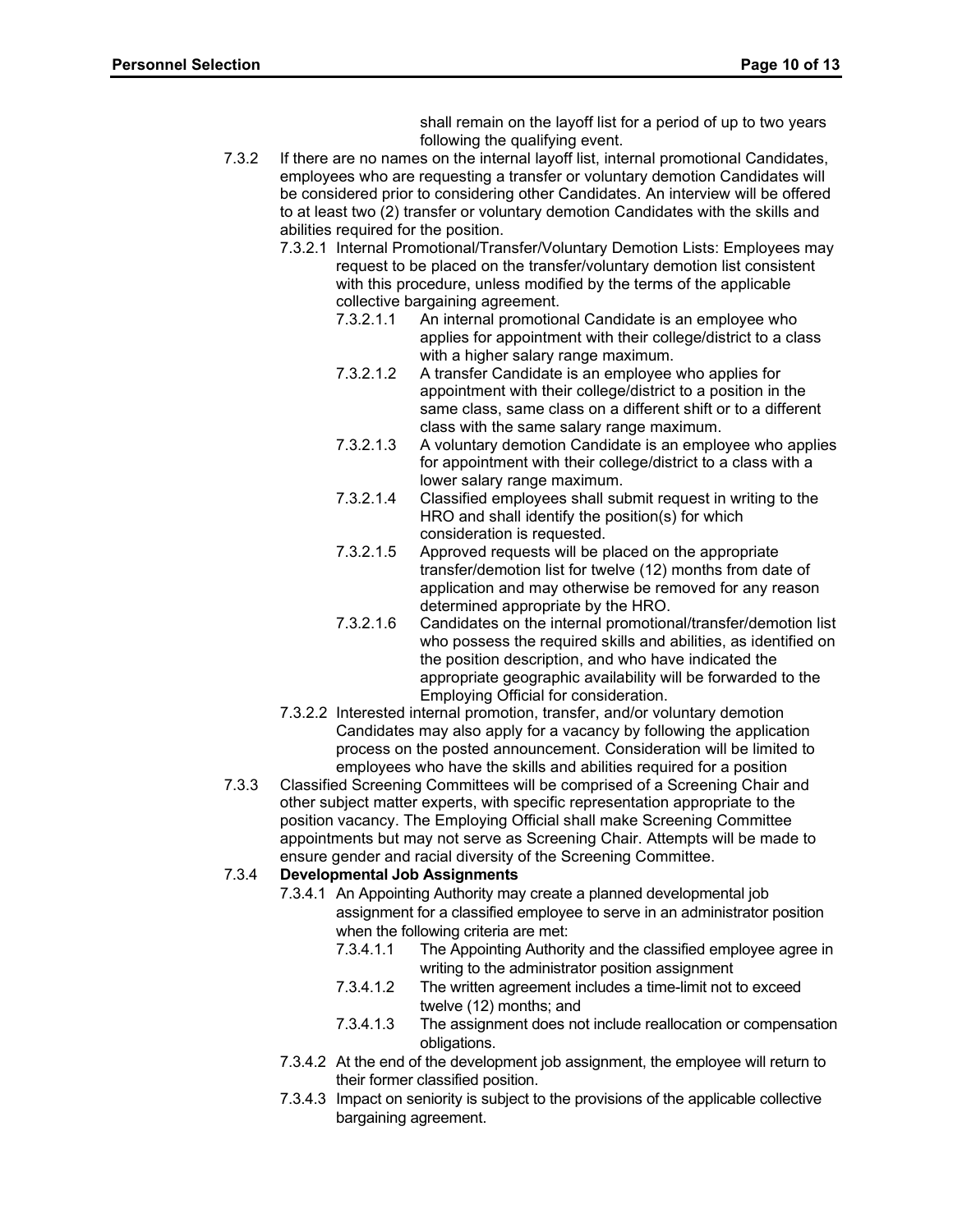shall remain on the layoff list for a period of up to two years following the qualifying event.

7.3.2 If there are no names on the internal layoff list, internal promotional Candidates, employees who are requesting a transfer or voluntary demotion Candidates will be considered prior to considering other Candidates. An interview will be offered to at least two (2) transfer or voluntary demotion Candidates with the skills and abilities required for the position.

7.3.2.1 Internal Promotional/Transfer/Voluntary Demotion Lists: Employees may request to be placed on the transfer/voluntary demotion list consistent with this procedure, unless modified by the terms of the applicable collective bargaining agreement.

7.3.2.1.1 An internal promotional Candidate is an employee who applies for appointment with their college/district to a class with a higher salary range maximum.

7.3.2.1.2 A transfer Candidate is an employee who applies for appointment with their college/district to a position in the same class, same class on a different shift or to a different class with the same salary range maximum.

7.3.2.1.3 A voluntary demotion Candidate is an employee who applies for appointment with their college/district to a class with a lower salary range maximum.

7.3.2.1.4 Classified employees shall submit request in writing to the HRO and shall identify the position(s) for which consideration is requested.

7.3.2.1.5 Approved requests will be placed on the appropriate transfer/demotion list for twelve (12) months from date of application and may otherwise be removed for any reason determined appropriate by the HRO.

7.3.2.1.6 Candidates on the internal promotional/transfer/demotion list who possess the required skills and abilities, as identified on the position description, and who have indicated the appropriate geographic availability will be forwarded to the Employing Official for consideration.

7.3.2.2 Interested internal promotion, transfer, and/or voluntary demotion Candidates may also apply for a vacancy by following the application process on the posted announcement. Consideration will be limited to employees who have the skills and abilities required for a position

7.3.3 Classified Screening Committees will be comprised of a Screening Chair and other subject matter experts, with specific representation appropriate to the position vacancy. The Employing Official shall make Screening Committee appointments but may not serve as Screening Chair. Attempts will be made to ensure gender and racial diversity of the Screening Committee.

7.3.4 **Developmental Job Assignments**

7.3.4.1 An Appointing Authority may create a planned developmental job assignment for a classified employee to serve in an administrator position when the following criteria are met:

7.3.4.1.1 The Appointing Authority and the classified employee agree in writing to the administrator position assignment

7.3.4.1.2 The written agreement includes a time-limit not to exceed twelve (12) months; and

7.3.4.1.3 The assignment does not include reallocation or compensation obligations.

7.3.4.2 At the end of the development job assignment, the employee will return to their former classified position.

7.3.4.3 Impact on seniority is subject to the provisions of the applicable collective bargaining agreement.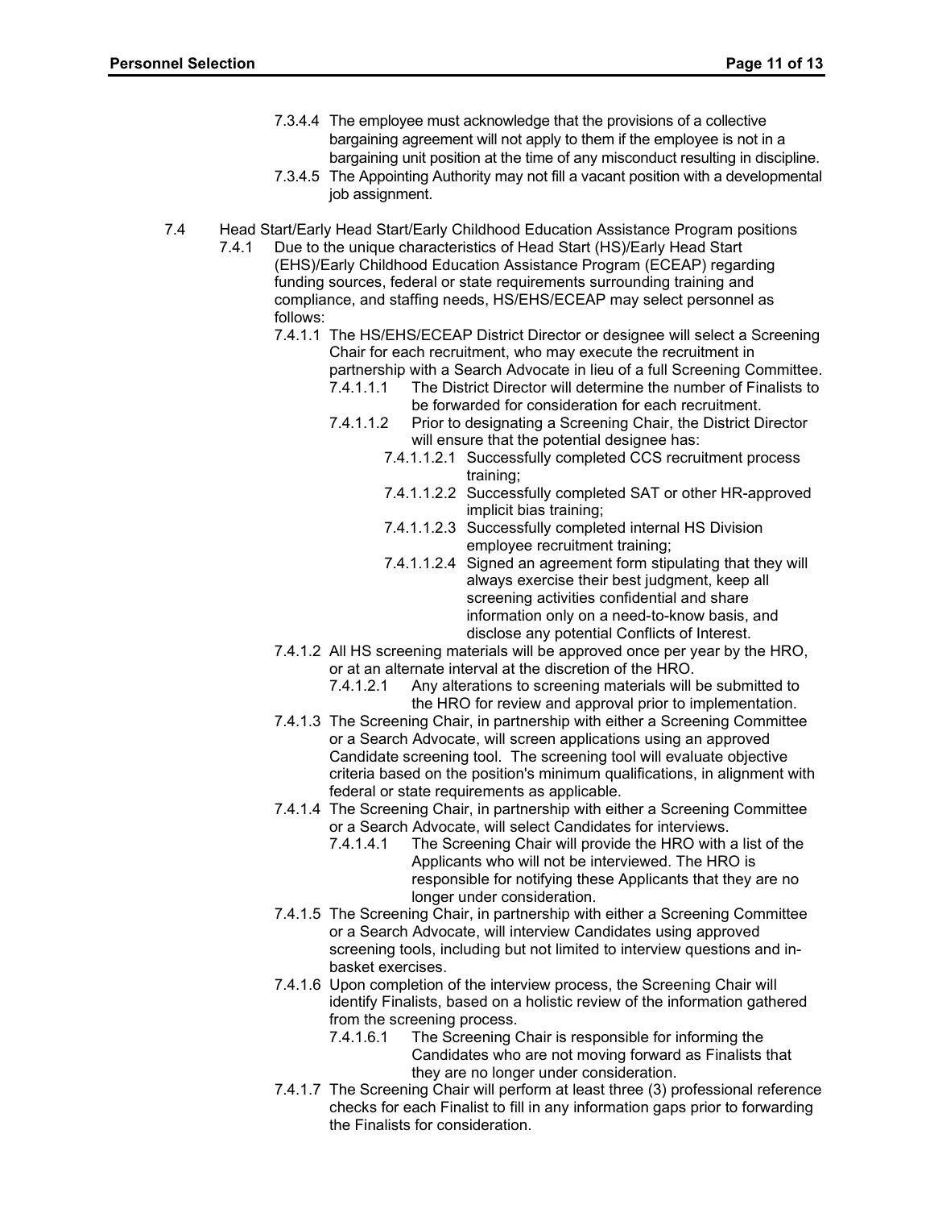7.3.4.4 The employee must acknowledge that the provisions of a collective bargaining agreement will not apply to them if the employee is not in a bargaining unit position at the time of any misconduct resulting in discipline.

7.3.4.5 The Appointing Authority may not fill a vacant position with a developmental job assignment.

7.4 Head Start/Early Head Start/Early Childhood Education Assistance Program positions

7.4.1 Due to the unique characteristics of Head Start (HS)/Early Head Start (EHS)/Early Childhood Education Assistance Program (ECEAP) regarding funding sources, federal or state requirements surrounding training and compliance, and staffing needs, HS/EHS/ECEAP may select personnel as follows:

7.4.1.1 The HS/EHS/ECEAP District Director or designee will select a Screening Chair for each recruitment, who may execute the recruitment in partnership with a Search Advocate in lieu of a full Screening Committee.

7.4.1.1.1 The District Director will determine the number of Finalists to be forwarded for consideration for each recruitment.

7.4.1.1.2 Prior to designating a Screening Chair, the District Director will ensure that the potential designee has:

7.4.1.1.2.1 Successfully completed CCS recruitment process training;

7.4.1.1.2.2 Successfully completed SAT or other HR-approved implicit bias training;

7.4.1.1.2.3 Successfully completed internal HS Division employee recruitment training;

7.4.1.1.2.4 Signed an agreement form stipulating that they will always exercise their best judgment, keep all screening activities confidential and share information only on a need-to-know basis, and disclose any potential Conflicts of Interest.

7.4.1.2 All HS screening materials will be approved once per year by the HRO, or at an alternate interval at the discretion of the HRO.

7.4.1.2.1 Any alterations to screening materials will be submitted to the HRO for review and approval prior to implementation.

7.4.1.3 The Screening Chair, in partnership with either a Screening Committee or a Search Advocate, will screen applications using an approved Candidate screening tool. The screening tool will evaluate objective criteria based on the position's minimum qualifications, in alignment with federal or state requirements as applicable.

7.4.1.4 The Screening Chair, in partnership with either a Screening Committee or a Search Advocate, will select Candidates for interviews.

7.4.1.4.1 The Screening Chair will provide the HRO with a list of the Applicants who will not be interviewed. The HRO is responsible for notifying these Applicants that they are no longer under consideration.

7.4.1.5 The Screening Chair, in partnership with either a Screening Committee or a Search Advocate, will interview Candidates using approved screening tools, including but not limited to interview questions and in-basket exercises.

7.4.1.6 Upon completion of the interview process, the Screening Chair will identify Finalists, based on a holistic review of the information gathered from the screening process.

7.4.1.6.1 The Screening Chair is responsible for informing the Candidates who are not moving forward as Finalists that they are no longer under consideration.

7.4.1.7 The Screening Chair will perform at least three (3) professional reference checks for each Finalist to fill in any information gaps prior to forwarding the Finalists for consideration.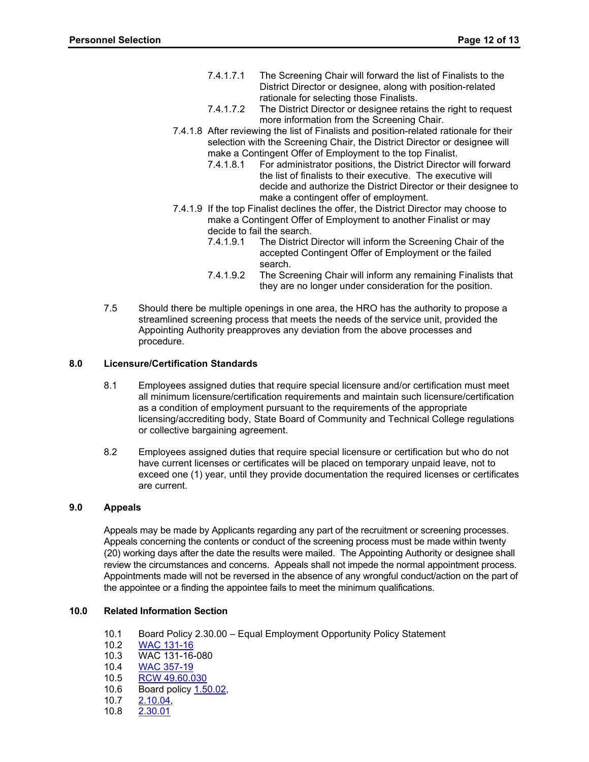7.4.1.7.1 The Screening Chair will forward the list of Finalists to the District Director or designee, along with position-related rationale for selecting those Finalists.

7.4.1.7.2 The District Director or designee retains the right to request more information from the Screening Chair.

7.4.1.8 After reviewing the list of Finalists and position-related rationale for their selection with the Screening Chair, the District Director or designee will make a Contingent Offer of Employment to the top Finalist.

7.4.1.8.1 For administrator positions, the District Director will forward the list of finalists to their executive. The executive will decide and authorize the District Director or their designee to make a contingent offer of employment.

7.4.1.9 If the top Finalist declines the offer, the District Director may choose to make a Contingent Offer of Employment to another Finalist or may decide to fail the search.

7.4.1.9.1 The District Director will inform the Screening Chair of the accepted Contingent Offer of Employment or the failed search.

7.4.1.9.2 The Screening Chair will inform any remaining Finalists that they are no longer under consideration for the position.

7.5 Should there be multiple openings in one area, the HRO has the authority to propose a streamlined screening process that meets the needs of the service unit, provided the Appointing Authority preapproves any deviation from the above processes and procedure.

## 8.0 Licensure/Certification Standards

8.1 Employees assigned duties that require special licensure and/or certification must meet all minimum licensure/certification requirements and maintain such licensure/certification as a condition of employment pursuant to the requirements of the appropriate licensing/accrediting body, State Board of Community and Technical College regulations or collective bargaining agreement.

8.2 Employees assigned duties that require special licensure or certification but who do not have current licenses or certificates will be placed on temporary unpaid leave, not to exceed one (1) year, until they provide documentation the required licenses or certificates are current.

## 9.0 Appeals

Appeals may be made by Applicants regarding any part of the recruitment or screening processes. Appeals concerning the contents or conduct of the screening process must be made within twenty (20) working days after the date the results were mailed. The Appointing Authority or designee shall review the circumstances and concerns. Appeals shall not impede the normal appointment process. Appointments made will not be reversed in the absence of any wrongful conduct/action on the part of the appointee or a finding the appointee fails to meet the minimum qualifications.

## 10.0 Related Information Section

10.1 Board Policy 2.30.00 – Equal Employment Opportunity Policy Statement
10.2 WAC 131-16
10.3 WAC 131-16-080
10.4 WAC 357-19
10.5 RCW 49.60.030
10.6 Board policy 1.50.02,
10.7 2.10.04,
10.8 2.30.01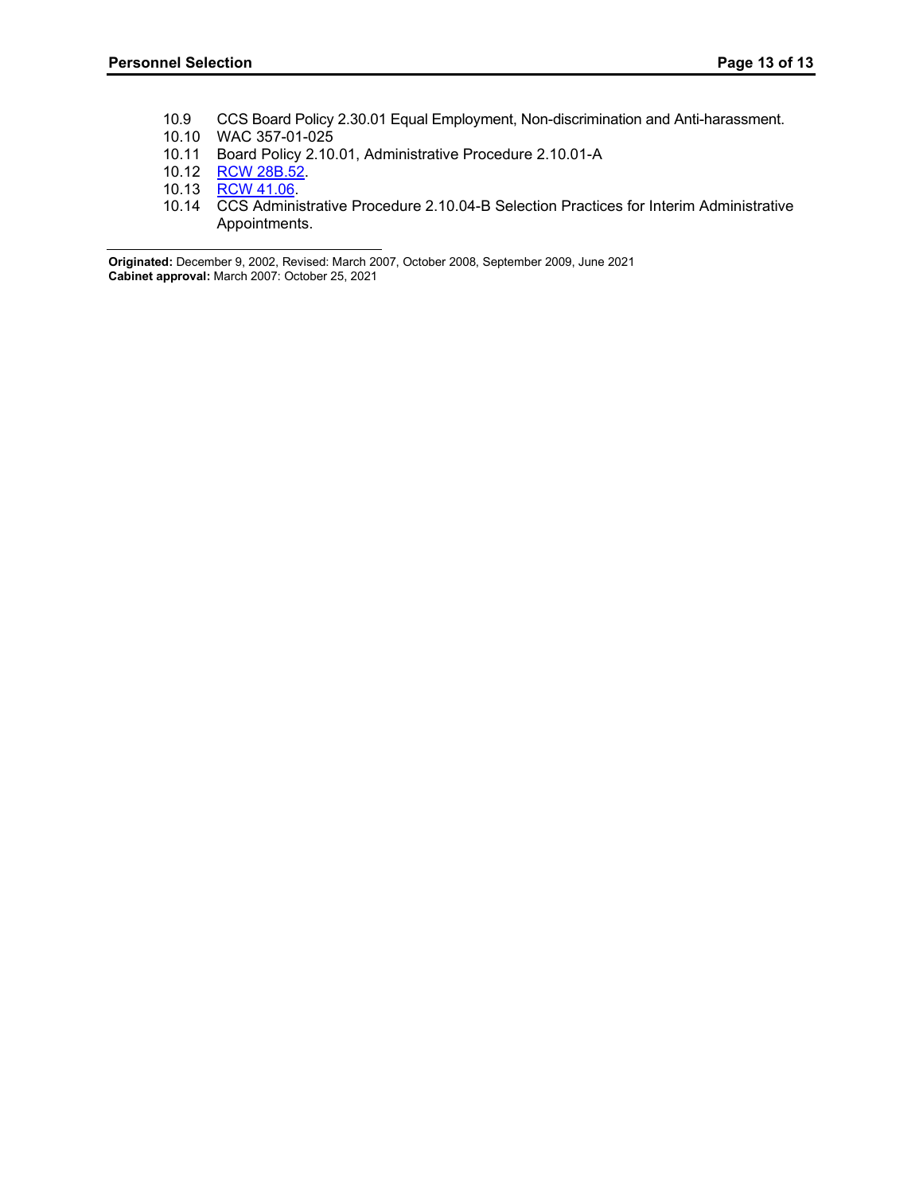10.9 CCS Board Policy 2.30.01 Equal Employment, Non-discrimination and Anti-harassment.
10.10 WAC 357-01-025
10.11 Board Policy 2.10.01, Administrative Procedure 2.10.01-A
10.12 RCW 28B.52.
10.13 RCW 41.06.
10.14 CCS Administrative Procedure 2.10.04-B Selection Practices for Interim Administrative Appointments.

---

**Originated:** December 9, 2002, Revised: March 2007, October 2008, September 2009, June 2021
**Cabinet approval:** March 2007: October 25, 2021